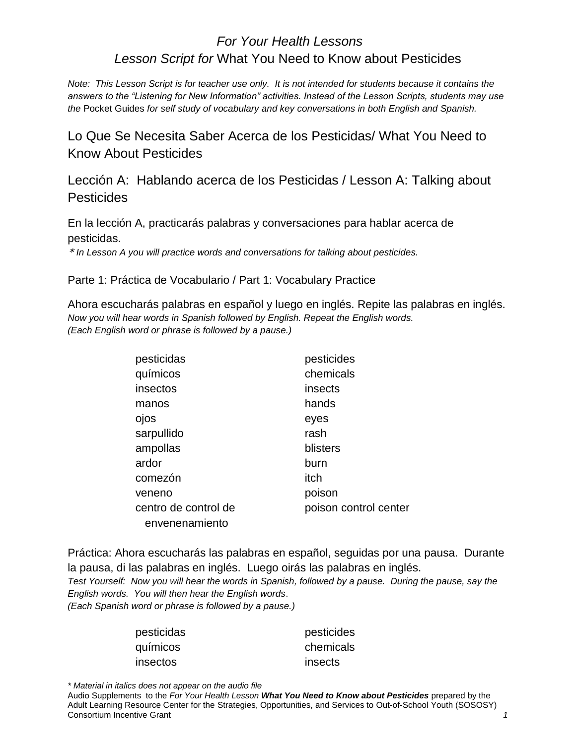*For Your Health Lessons*
*Lesson Script for* What You Need to Know about Pesticides

*Note: This Lesson Script is for teacher use only. It is not intended for students because it contains the answers to the "Listening for New Information" activities. Instead of the Lesson Scripts, students may use the* Pocket Guides *for self study of vocabulary and key conversations in both English and Spanish.*

## Lo Que Se Necesita Saber Acerca de los Pesticidas/ What You Need to Know About Pesticides

## Lección A: Hablando acerca de los Pesticidas / Lesson A: Talking about Pesticides

En la lección A, practicarás palabras y conversaciones para hablar acerca de pesticidas.
*\* In Lesson A you will practice words and conversations for talking about pesticides.*

### Parte 1: Práctica de Vocabulario / Part 1: Vocabulary Practice

Ahora escucharás palabras en español y luego en inglés. Repite las palabras en inglés.
*Now you will hear words in Spanish followed by English. Repeat the English words.*
*(Each English word or phrase is followed by a pause.)*

| | |
|---|---|
| pesticidas | pesticides |
| químicos | chemicals |
| insectos | insects |
| manos | hands |
| ojos | eyes |
| sarpullido | rash |
| ampollas | blisters |
| ardor | burn |
| comezón | itch |
| veneno | poison |
| centro de control de envenenamiento | poison control center |

Práctica: Ahora escucharás las palabras en español, seguidas por una pausa. Durante la pausa, di las palabras en inglés. Luego oirás las palabras en inglés.
*Test Yourself: Now you will hear the words in Spanish, followed by a pause. During the pause, say the English words. You will then hear the English words.*
*(Each Spanish word or phrase is followed by a pause.)*

| | |
|---|---|
| pesticidas | pesticides |
| químicos | chemicals |
| insectos | insects |

*\* Material in italics does not appear on the audio file*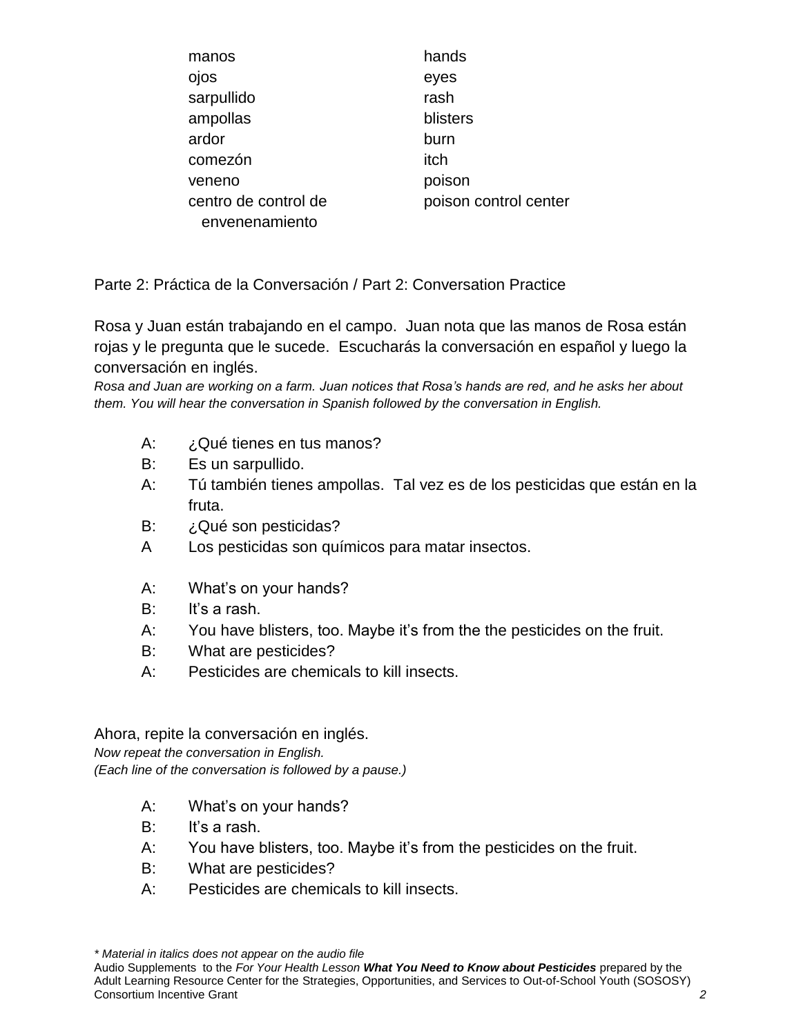| | |
|---|---|
| manos | hands |
| ojos | eyes |
| sarpullido | rash |
| ampollas | blisters |
| ardor | burn |
| comezón | itch |
| veneno | poison |
| centro de control de envenenamiento | poison control center |

Parte 2: Práctica de la Conversación / Part 2: Conversation Practice

Rosa y Juan están trabajando en el campo. Juan nota que las manos de Rosa están rojas y le pregunta que le sucede. Escucharás la conversación en español y luego la conversación en inglés.
*Rosa and Juan are working on a farm. Juan notices that Rosa's hands are red, and he asks her about them. You will hear the conversation in Spanish followed by the conversation in English.*

A: ¿Qué tienes en tus manos?
B: Es un sarpullido.
A: Tú también tienes ampollas. Tal vez es de los pesticidas que están en la fruta.
B: ¿Qué son pesticidas?
A Los pesticidas son químicos para matar insectos.

A: What's on your hands?
B: It's a rash.
A: You have blisters, too. Maybe it's from the the pesticides on the fruit.
B: What are pesticides?
A: Pesticides are chemicals to kill insects.

Ahora, repite la conversación en inglés.
*Now repeat the conversation in English.*
*(Each line of the conversation is followed by a pause.)*

A: What's on your hands?
B: It's a rash.
A: You have blisters, too. Maybe it's from the pesticides on the fruit.
B: What are pesticides?
A: Pesticides are chemicals to kill insects.

*\* Material in italics does not appear on the audio file*
Audio Supplements to the *For Your Health Lesson* ***What You Need to Know about Pesticides*** prepared by the Adult Learning Resource Center for the Strategies, Opportunities, and Services to Out-of-School Youth (SOSOSY) Consortium Incentive Grant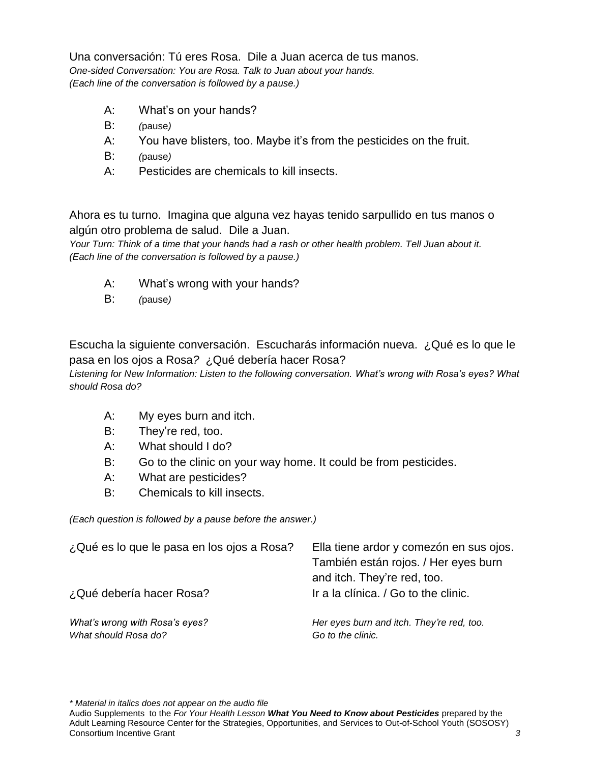Una conversación: Tú eres Rosa. Dile a Juan acerca de tus manos.
*One-sided Conversation: You are Rosa. Talk to Juan about your hands.*
*(Each line of the conversation is followed by a pause.)*

A: What's on your hands?
B: *(pause)*
A: You have blisters, too. Maybe it's from the pesticides on the fruit.
B: *(pause)*
A: Pesticides are chemicals to kill insects.

Ahora es tu turno. Imagina que alguna vez hayas tenido sarpullido en tus manos o algún otro problema de salud. Dile a Juan.
*Your Turn: Think of a time that your hands had a rash or other health problem. Tell Juan about it.*
*(Each line of the conversation is followed by a pause.)*

A: What's wrong with your hands?
B: *(pause)*

Escucha la siguiente conversación. Escucharás información nueva. ¿Qué es lo que le pasa en los ojos a Rosa? ¿Qué debería hacer Rosa?
*Listening for New Information: Listen to the following conversation. What's wrong with Rosa's eyes? What should Rosa do?*

A: My eyes burn and itch.
B: They're red, too.
A: What should I do?
B: Go to the clinic on your way home. It could be from pesticides.
A: What are pesticides?
B: Chemicals to kill insects.

*(Each question is followed by a pause before the answer.)*

| | |
|---|---|
| ¿Qué es lo que le pasa en los ojos a Rosa? | Ella tiene ardor y comezón en sus ojos. También están rojos. / Her eyes burn and itch. They're red, too. |
| ¿Qué debería hacer Rosa? | Ir a la clínica. / Go to the clinic. |
| *What's wrong with Rosa's eyes?* | *Her eyes burn and itch. They're red, too.* |
| *What should Rosa do?* | *Go to the clinic.* |

*\* Material in italics does not appear on the audio file*
Audio Supplements to the *For Your Health Lesson **What You Need to Know about Pesticides*** prepared by the Adult Learning Resource Center for the Strategies, Opportunities, and Services to Out-of-School Youth (SOSOSY) Consortium Incentive Grant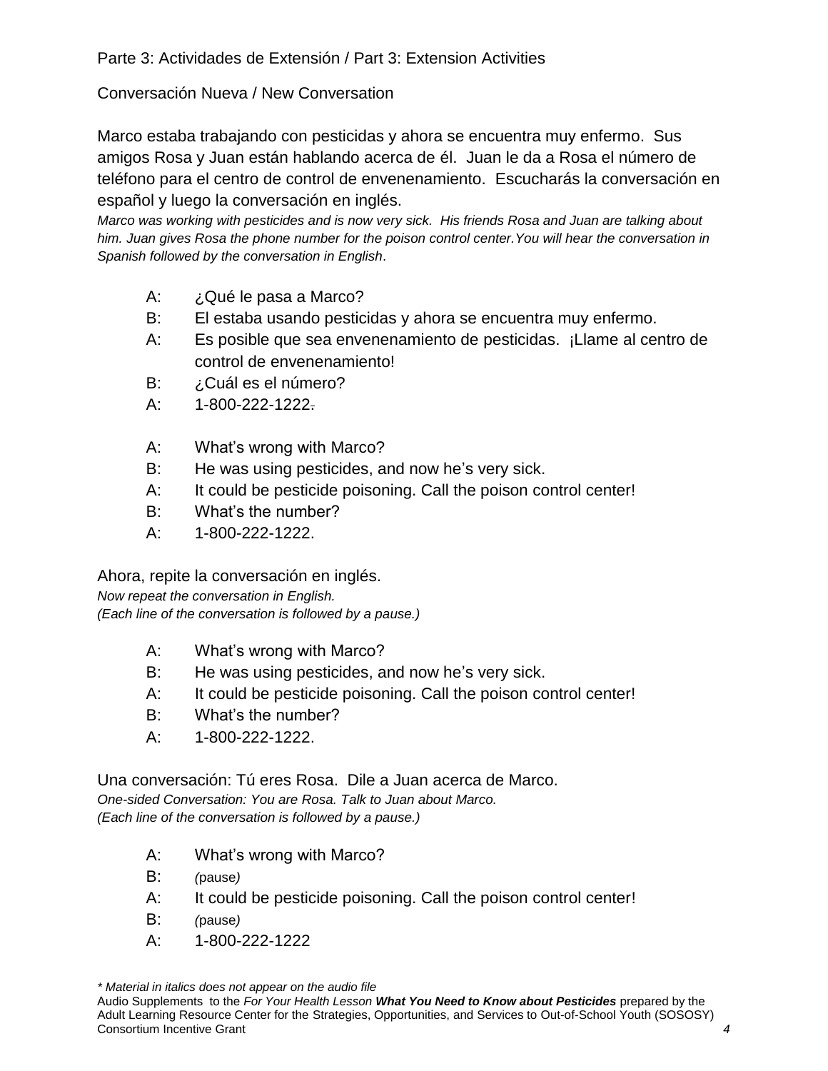Parte 3: Actividades de Extensión / Part 3: Extension Activities

Conversación Nueva / New Conversation

Marco estaba trabajando con pesticidas y ahora se encuentra muy enfermo. Sus amigos Rosa y Juan están hablando acerca de él. Juan le da a Rosa el número de teléfono para el centro de control de envenenamiento. Escucharás la conversación en español y luego la conversación en inglés.
*Marco was working with pesticides and is now very sick. His friends Rosa and Juan are talking about him. Juan gives Rosa the phone number for the poison control center. You will hear the conversation in Spanish followed by the conversation in English.*

A: ¿Qué le pasa a Marco?
B: El estaba usando pesticidas y ahora se encuentra muy enfermo.
A: Es posible que sea envenenamiento de pesticidas. ¡Llame al centro de control de envenenamiento!
B: ¿Cuál es el número?
A: 1-800-222-1222.

A: What's wrong with Marco?
B: He was using pesticides, and now he's very sick.
A: It could be pesticide poisoning. Call the poison control center!
B: What's the number?
A: 1-800-222-1222.

Ahora, repite la conversación en inglés.
*Now repeat the conversation in English.*
*(Each line of the conversation is followed by a pause.)*

A: What's wrong with Marco?
B: He was using pesticides, and now he's very sick.
A: It could be pesticide poisoning. Call the poison control center!
B: What's the number?
A: 1-800-222-1222.

Una conversación: Tú eres Rosa. Dile a Juan acerca de Marco.
*One-sided Conversation: You are Rosa. Talk to Juan about Marco.*
*(Each line of the conversation is followed by a pause.)*

A: What's wrong with Marco?
B: *(pause)*
A: It could be pesticide poisoning. Call the poison control center!
B: *(pause)*
A: 1-800-222-1222

*\* Material in italics does not appear on the audio file*
Audio Supplements to the *For Your Health Lesson* ***What You Need to Know about Pesticides*** prepared by the Adult Learning Resource Center for the Strategies, Opportunities, and Services to Out-of-School Youth (SOSOSY) Consortium Incentive Grant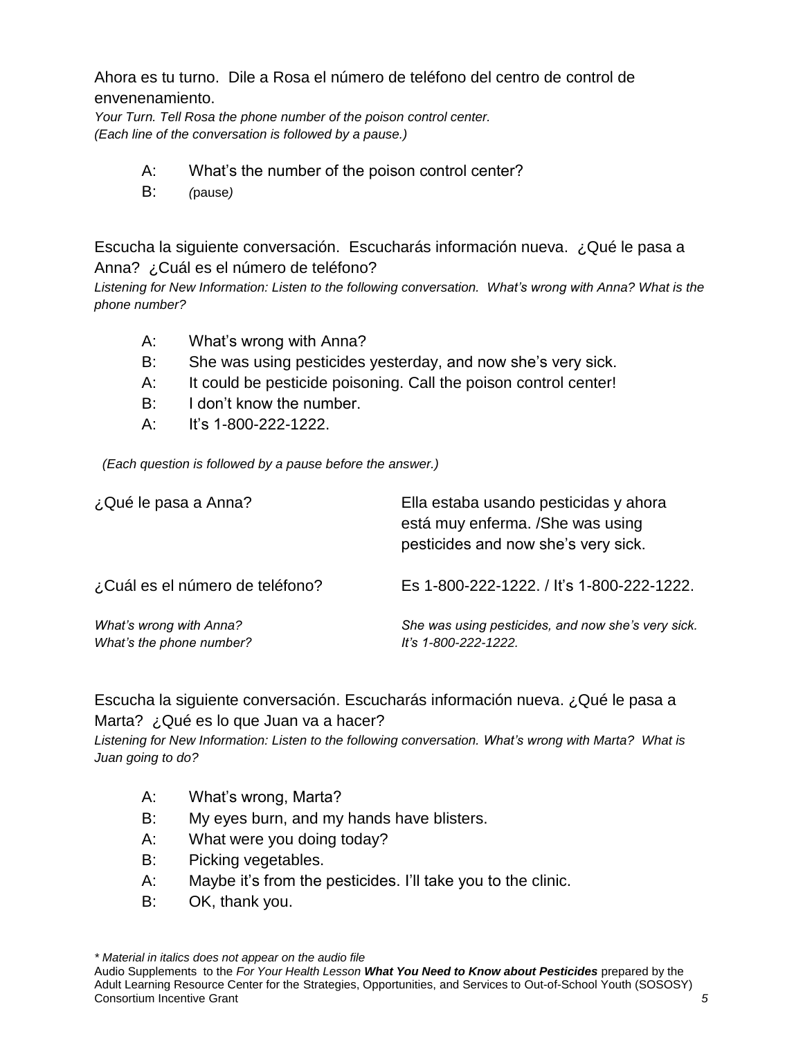Ahora es tu turno. Dile a Rosa el número de teléfono del centro de control de envenenamiento.

*Your Turn. Tell Rosa the phone number of the poison control center.*
*(Each line of the conversation is followed by a pause.)*

A: What's the number of the poison control center?
B: *(*pause*)*

Escucha la siguiente conversación. Escucharás información nueva. ¿Qué le pasa a Anna? ¿Cuál es el número de teléfono?

*Listening for New Information: Listen to the following conversation. What's wrong with Anna? What is the phone number?*

A: What's wrong with Anna?
B: She was using pesticides yesterday, and now she's very sick.
A: It could be pesticide poisoning. Call the poison control center!
B: I don't know the number.
A: It's 1-800-222-1222.

*(Each question is followed by a pause before the answer.)*

| | |
|---|---|
| ¿Qué le pasa a Anna? | Ella estaba usando pesticidas y ahora está muy enferma. /She was using pesticides and now she's very sick. |
| ¿Cuál es el número de teléfono? | Es 1-800-222-1222. / It's 1-800-222-1222. |
| *What's wrong with Anna?* *What's the phone number?* | *She was using pesticides, and now she's very sick.* *It's 1-800-222-1222.* |

Escucha la siguiente conversación. Escucharás información nueva. ¿Qué le pasa a Marta? ¿Qué es lo que Juan va a hacer?

*Listening for New Information: Listen to the following conversation. What's wrong with Marta? What is Juan going to do?*

A: What's wrong, Marta?
B: My eyes burn, and my hands have blisters.
A: What were you doing today?
B: Picking vegetables.
A: Maybe it's from the pesticides. I'll take you to the clinic.
B: OK, thank you.

*\* Material in italics does not appear on the audio file*
Audio Supplements to the *For Your Health Lesson* ***What You Need to Know about Pesticides*** prepared by the Adult Learning Resource Center for the Strategies, Opportunities, and Services to Out-of-School Youth (SOSOSY) Consortium Incentive Grant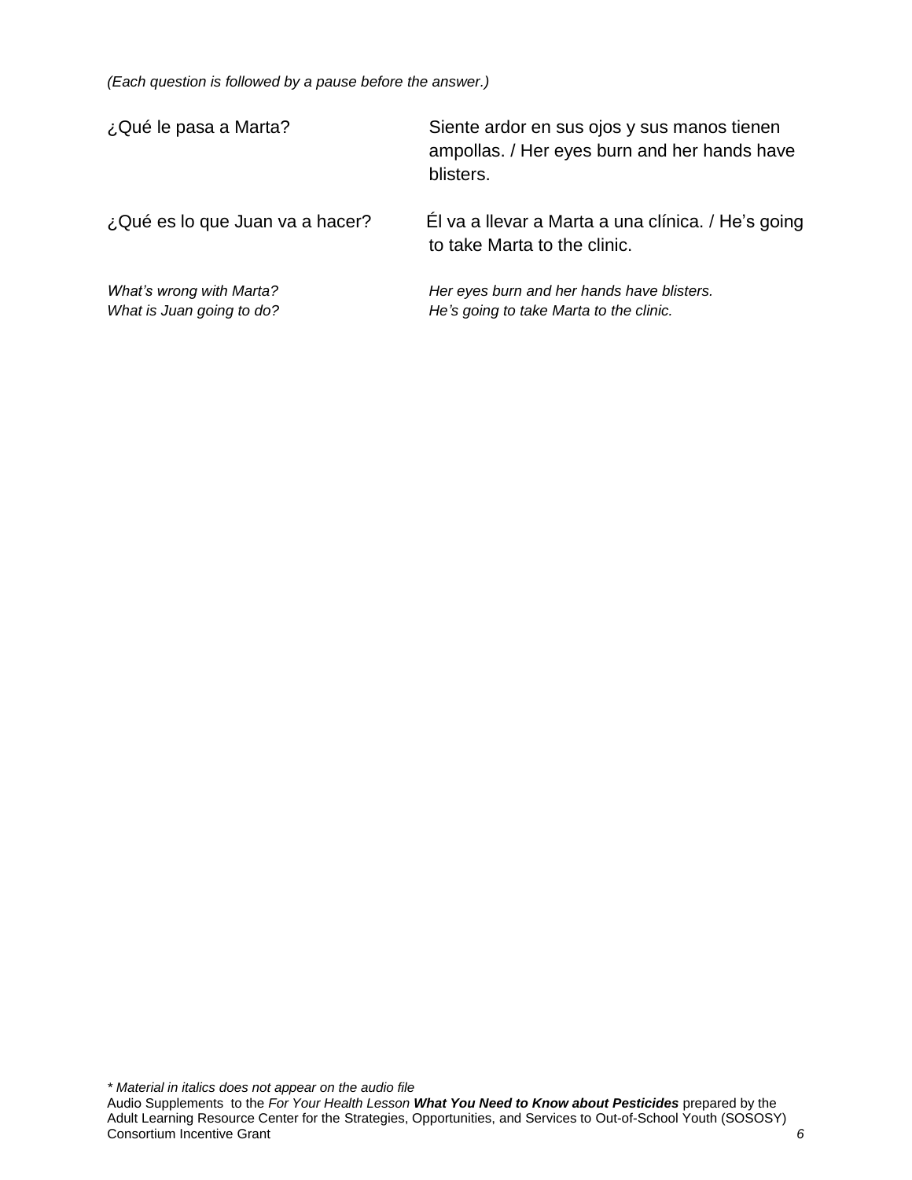*(Each question is followed by a pause before the answer.)*

| | |
|---|---|
| ¿Qué le pasa a Marta? | Siente ardor en sus ojos y sus manos tienen ampollas. / Her eyes burn and her hands have blisters. |
| ¿Qué es lo que Juan va a hacer? | Él va a llevar a Marta a una clínica. / He's going to take Marta to the clinic. |
| *What's wrong with Marta?* | *Her eyes burn and her hands have blisters.* |
| *What is Juan going to do?* | *He's going to take Marta to the clinic.* |

*\* Material in italics does not appear on the audio file*

Audio Supplements to the *For Your Health Lesson* ***What You Need to Know about Pesticides*** prepared by the Adult Learning Resource Center for the Strategies, Opportunities, and Services to Out-of-School Youth (SOSOSY) Consortium Incentive Grant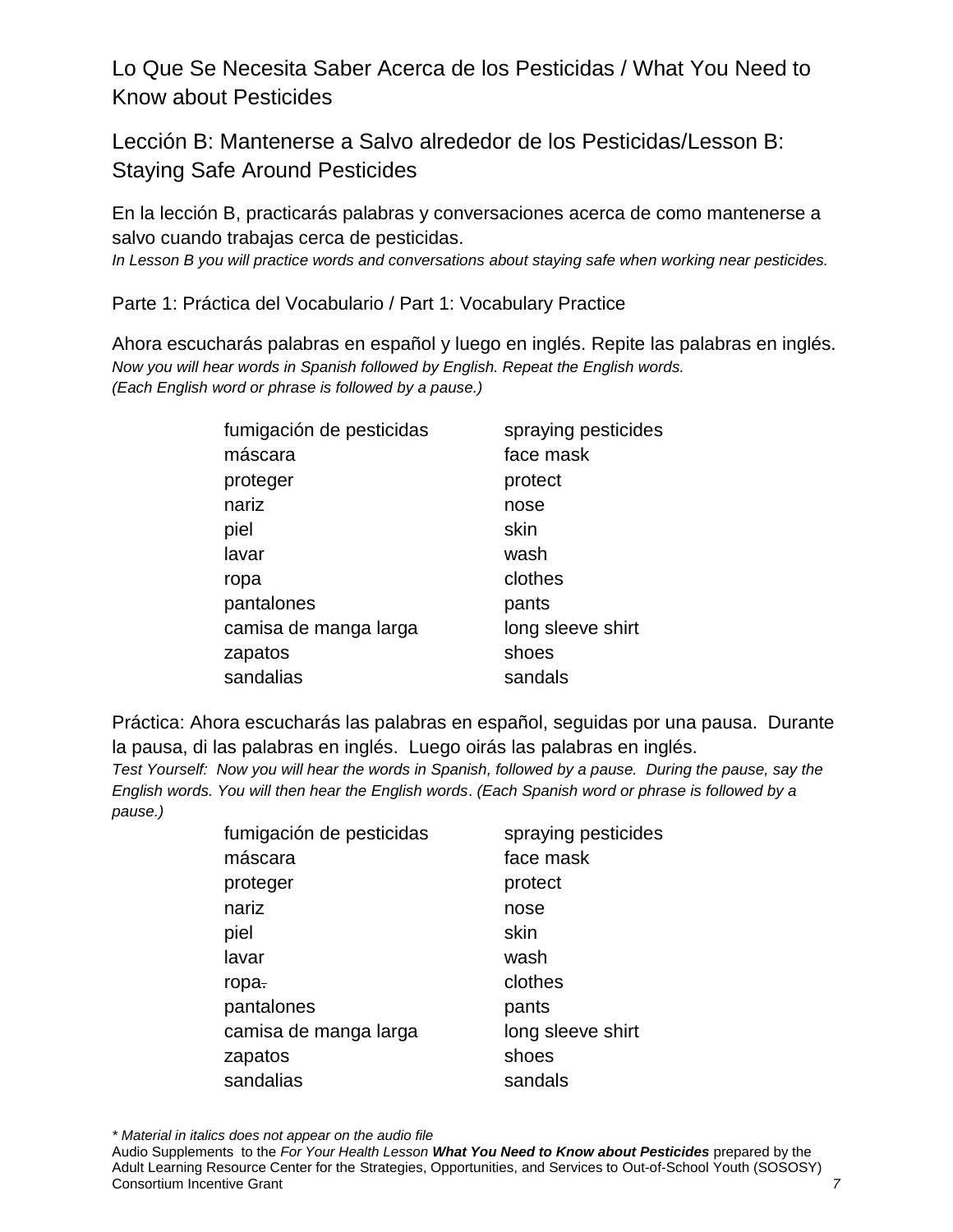## Lo Que Se Necesita Saber Acerca de los Pesticidas / What You Need to Know about Pesticides

## Lección B: Mantenerse a Salvo alrededor de los Pesticidas/Lesson B: Staying Safe Around Pesticides

En la lección B, practicarás palabras y conversaciones acerca de como mantenerse a salvo cuando trabajas cerca de pesticidas.
*In Lesson B you will practice words and conversations about staying safe when working near pesticides.*

### Parte 1: Práctica del Vocabulario / Part 1: Vocabulary Practice

Ahora escucharás palabras en español y luego en inglés. Repite las palabras en inglés.
*Now you will hear words in Spanish followed by English. Repeat the English words.*
*(Each English word or phrase is followed by a pause.)*

| | |
|---|---|
| fumigación de pesticidas | spraying pesticides |
| máscara | face mask |
| proteger | protect |
| nariz | nose |
| piel | skin |
| lavar | wash |
| ropa | clothes |
| pantalones | pants |
| camisa de manga larga | long sleeve shirt |
| zapatos | shoes |
| sandalias | sandals |

Práctica: Ahora escucharás las palabras en español, seguidas por una pausa. Durante la pausa, di las palabras en inglés. Luego oirás las palabras en inglés.
*Test Yourself: Now you will hear the words in Spanish, followed by a pause. During the pause, say the English words. You will then hear the English words. (Each Spanish word or phrase is followed by a pause.)*

| | |
|---|---|
| fumigación de pesticidas | spraying pesticides |
| máscara | face mask |
| proteger | protect |
| nariz | nose |
| piel | skin |
| lavar | wash |
| ropa ~~.~~ | clothes |
| pantalones | pants |
| camisa de manga larga | long sleeve shirt |
| zapatos | shoes |
| sandalias | sandals |

*\* Material in italics does not appear on the audio file*

Audio Supplements to the *For Your Health Lesson* ***What You Need to Know about Pesticides*** prepared by the Adult Learning Resource Center for the Strategies, Opportunities, and Services to Out-of-School Youth (SOSOSY) Consortium Incentive Grant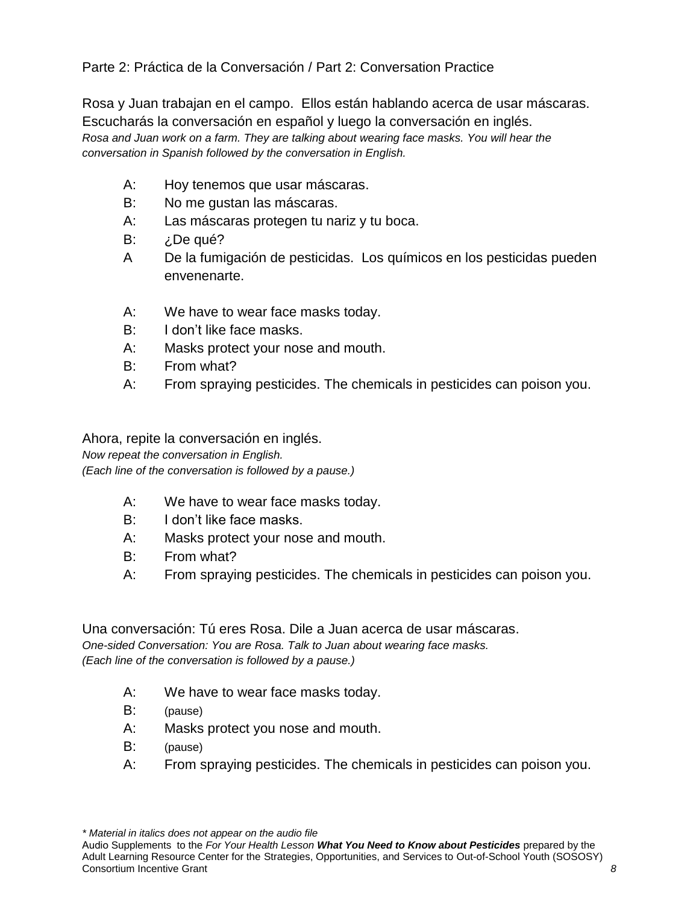Parte 2: Práctica de la Conversación / Part 2: Conversation Practice

Rosa y Juan trabajan en el campo. Ellos están hablando acerca de usar máscaras. Escucharás la conversación en español y luego la conversación en inglés.
*Rosa and Juan work on a farm. They are talking about wearing face masks. You will hear the conversation in Spanish followed by the conversation in English.*

A: Hoy tenemos que usar máscaras.
B: No me gustan las máscaras.
A: Las máscaras protegen tu nariz y tu boca.
B: ¿De qué?
A De la fumigación de pesticidas. Los químicos en los pesticidas pueden envenenarte.

A: We have to wear face masks today.
B: I don't like face masks.
A: Masks protect your nose and mouth.
B: From what?
A: From spraying pesticides. The chemicals in pesticides can poison you.

Ahora, repite la conversación en inglés.
*Now repeat the conversation in English.*
*(Each line of the conversation is followed by a pause.)*

A: We have to wear face masks today.
B: I don't like face masks.
A: Masks protect your nose and mouth.
B: From what?
A: From spraying pesticides. The chemicals in pesticides can poison you.

Una conversación: Tú eres Rosa. Dile a Juan acerca de usar máscaras.
*One-sided Conversation: You are Rosa. Talk to Juan about wearing face masks.*
*(Each line of the conversation is followed by a pause.)*

A: We have to wear face masks today.
B: (pause)
A: Masks protect you nose and mouth.
B: (pause)
A: From spraying pesticides. The chemicals in pesticides can poison you.

*\* Material in italics does not appear on the audio file*
Audio Supplements to the *For Your Health Lesson* ***What You Need to Know about Pesticides*** prepared by the Adult Learning Resource Center for the Strategies, Opportunities, and Services to Out-of-School Youth (SOSOSY) Consortium Incentive Grant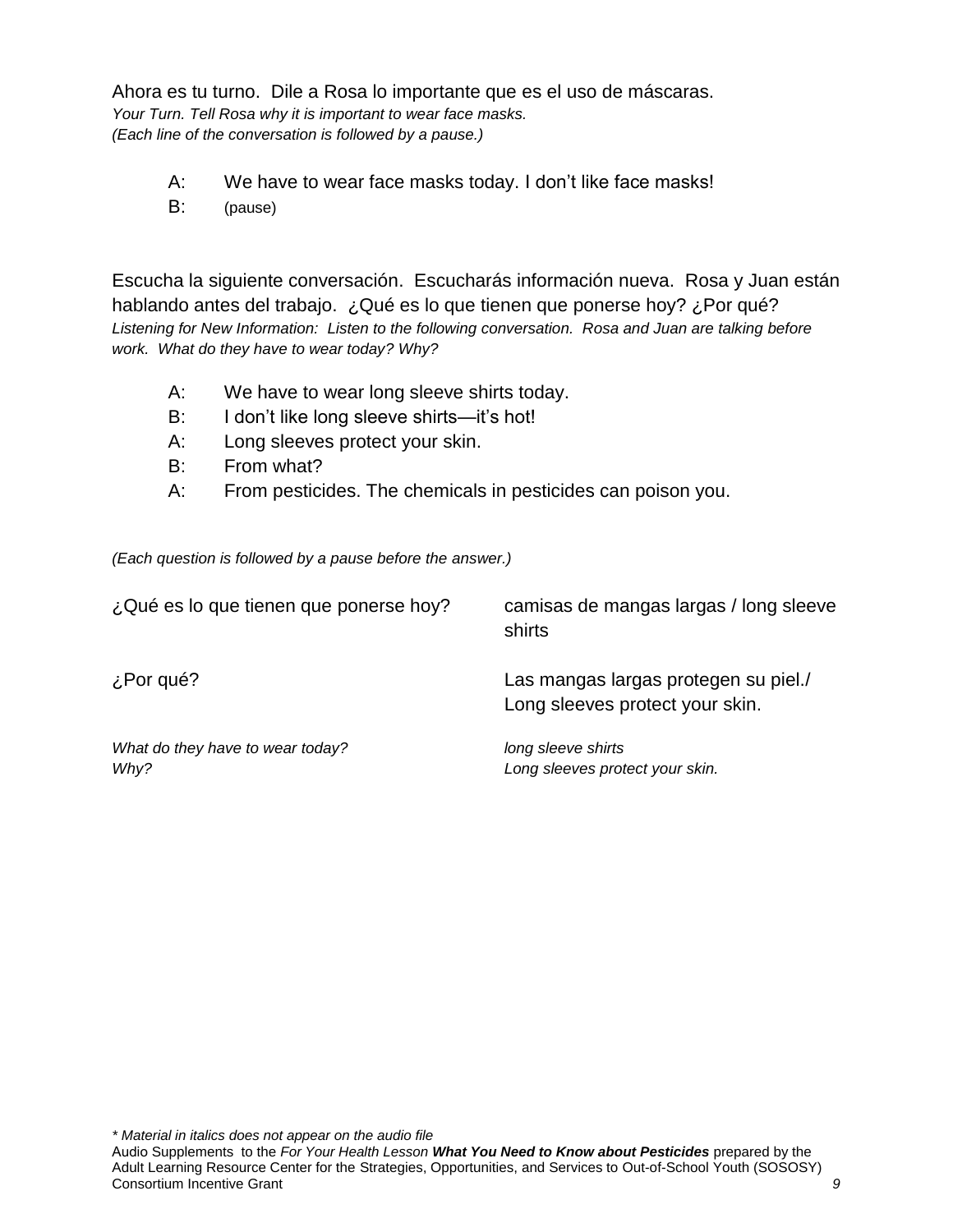Ahora es tu turno. Dile a Rosa lo importante que es el uso de máscaras.
*Your Turn. Tell Rosa why it is important to wear face masks.*
*(Each line of the conversation is followed by a pause.)*

A: We have to wear face masks today. I don't like face masks!
B: (pause)

Escucha la siguiente conversación. Escucharás información nueva. Rosa y Juan están hablando antes del trabajo. ¿Qué es lo que tienen que ponerse hoy? ¿Por qué?
*Listening for New Information: Listen to the following conversation. Rosa and Juan are talking before work. What do they have to wear today? Why?*

A: We have to wear long sleeve shirts today.
B: I don't like long sleeve shirts—it's hot!
A: Long sleeves protect your skin.
B: From what?
A: From pesticides. The chemicals in pesticides can poison you.

*(Each question is followed by a pause before the answer.)*

| | |
|---|---|
| ¿Qué es lo que tienen que ponerse hoy? | camisas de mangas largas / long sleeve shirts |
| ¿Por qué? | Las mangas largas protegen su piel./ Long sleeves protect your skin. |
| *What do they have to wear today?* | *long sleeve shirts* |
| *Why?* | *Long sleeves protect your skin.* |

*\* Material in italics does not appear on the audio file*
Audio Supplements to the *For Your Health Lesson* ***What You Need to Know about Pesticides*** prepared by the Adult Learning Resource Center for the Strategies, Opportunities, and Services to Out-of-School Youth (SOSOSY) Consortium Incentive Grant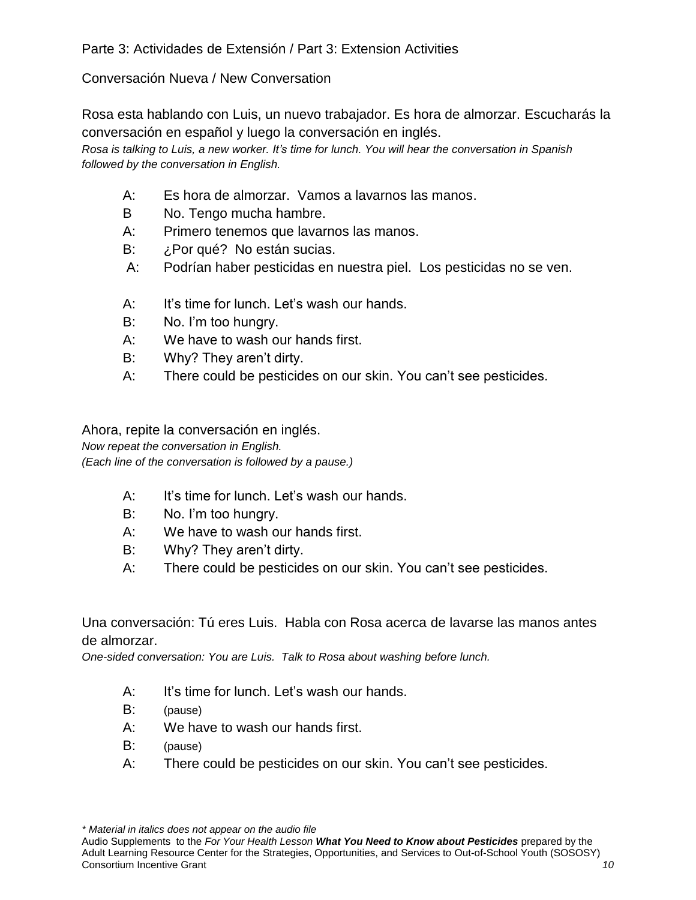## Parte 3: Actividades de Extensión / Part 3: Extension Activities

### Conversación Nueva / New Conversation

Rosa esta hablando con Luis, un nuevo trabajador. Es hora de almorzar. Escucharás la conversación en español y luego la conversación en inglés.
*Rosa is talking to Luis, a new worker. It's time for lunch. You will hear the conversation in Spanish followed by the conversation in English.*

A: Es hora de almorzar. Vamos a lavarnos las manos.
B No. Tengo mucha hambre.
A: Primero tenemos que lavarnos las manos.
B: ¿Por qué? No están sucias.
A: Podrían haber pesticidas en nuestra piel. Los pesticidas no se ven.

A: It's time for lunch. Let's wash our hands.
B: No. I'm too hungry.
A: We have to wash our hands first.
B: Why? They aren't dirty.
A: There could be pesticides on our skin. You can't see pesticides.

Ahora, repite la conversación en inglés.
*Now repeat the conversation in English.*
*(Each line of the conversation is followed by a pause.)*

A: It's time for lunch. Let's wash our hands.
B: No. I'm too hungry.
A: We have to wash our hands first.
B: Why? They aren't dirty.
A: There could be pesticides on our skin. You can't see pesticides.

Una conversación: Tú eres Luis. Habla con Rosa acerca de lavarse las manos antes de almorzar.
*One-sided conversation: You are Luis. Talk to Rosa about washing before lunch.*

A: It's time for lunch. Let's wash our hands.
B: (pause)
A: We have to wash our hands first.
B: (pause)
A: There could be pesticides on our skin. You can't see pesticides.

*\* Material in italics does not appear on the audio file*
Audio Supplements to the *For Your Health Lesson **What You Need to Know about Pesticides*** prepared by the Adult Learning Resource Center for the Strategies, Opportunities, and Services to Out-of-School Youth (SOSOSY) Consortium Incentive Grant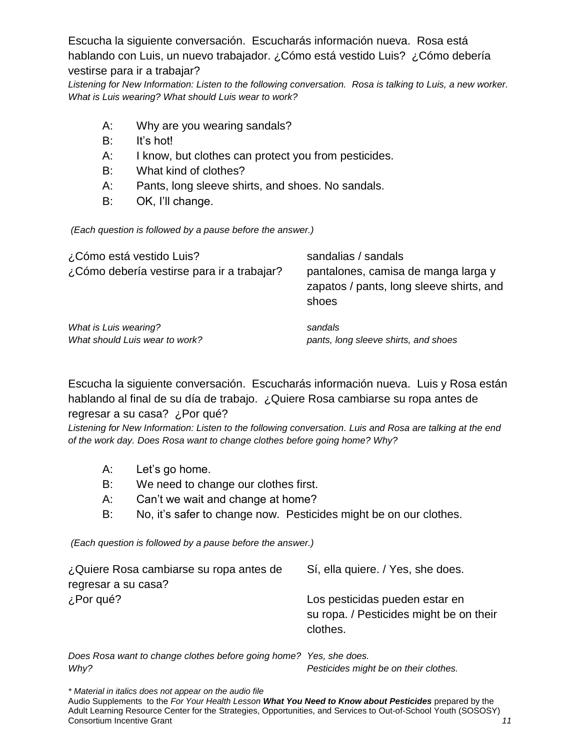Escucha la siguiente conversación. Escucharás información nueva. Rosa está hablando con Luis, un nuevo trabajador. ¿Cómo está vestido Luis? ¿Cómo debería vestirse para ir a trabajar?

*Listening for New Information: Listen to the following conversation. Rosa is talking to Luis, a new worker. What is Luis wearing? What should Luis wear to work?*

A: Why are you wearing sandals?
B: It's hot!
A: I know, but clothes can protect you from pesticides.
B: What kind of clothes?
A: Pants, long sleeve shirts, and shoes. No sandals.
B: OK, I'll change.

*(Each question is followed by a pause before the answer.)*

| | |
|---|---|
| ¿Cómo está vestido Luis? | sandalias / sandals |
| ¿Cómo debería vestirse para ir a trabajar? | pantalones, camisa de manga larga y zapatos / pants, long sleeve shirts, and shoes |
| *What is Luis wearing?* | *sandals* |
| *What should Luis wear to work?* | *pants, long sleeve shirts, and shoes* |

Escucha la siguiente conversación. Escucharás información nueva. Luis y Rosa están hablando al final de su día de trabajo. ¿Quiere Rosa cambiarse su ropa antes de regresar a su casa? ¿Por qué?

*Listening for New Information: Listen to the following conversation. Luis and Rosa are talking at the end of the work day. Does Rosa want to change clothes before going home? Why?*

A: Let's go home.
B: We need to change our clothes first.
A: Can't we wait and change at home?
B: No, it's safer to change now. Pesticides might be on our clothes.

*(Each question is followed by a pause before the answer.)*

| | |
|---|---|
| ¿Quiere Rosa cambiarse su ropa antes de regresar a su casa? | Sí, ella quiere. / Yes, she does. |
| ¿Por qué? | Los pesticidas pueden estar en su ropa. / Pesticides might be on their clothes. |
| *Does Rosa want to change clothes before going home?* | *Yes, she does.* |
| *Why?* | *Pesticides might be on their clothes.* |

*\* Material in italics does not appear on the audio file*

Audio Supplements to the *For Your Health Lesson* ***What You Need to Know about Pesticides*** prepared by the Adult Learning Resource Center for the Strategies, Opportunities, and Services to Out-of-School Youth (SOSOSY) Consortium Incentive Grant